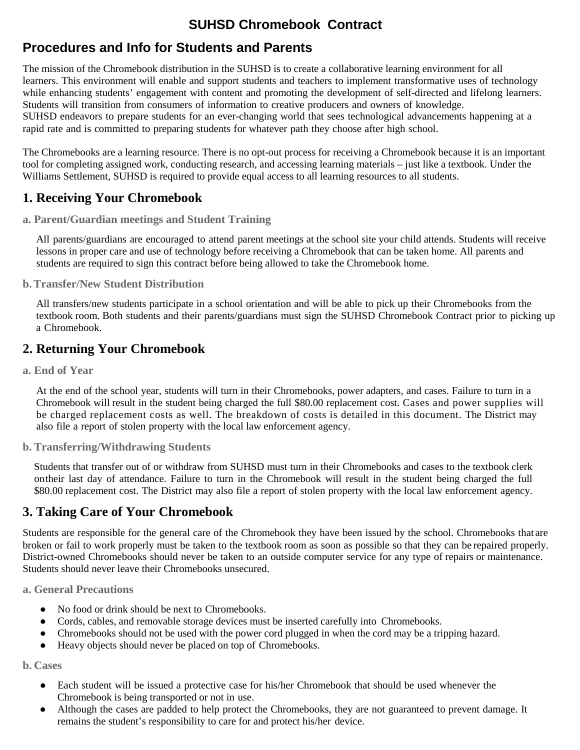# SUHSD Chromebook Contract

## Procedures and Info for Students and Parents

The mission of the Chromebook distribution in the SUHSD is to create a collaborative learning environment for all learners. This environment will enable and support students and teachers to implement transformative uses of technology while enhancing students' engagement with content and promoting the development of self-directed and lifelong learners. Students will transition from consumers of information to creative producers and owners of knowledge.
SUHSD endeavors to prepare students for an ever-changing world that sees technological advancements happening at a rapid rate and is committed to preparing students for whatever path they choose after high school.

The Chromebooks are a learning resource. There is no opt-out process for receiving a Chromebook because it is an important tool for completing assigned work, conducting research, and accessing learning materials – just like a textbook. Under the Williams Settlement, SUHSD is required to provide equal access to all learning resources to all students.

## 1. Receiving Your Chromebook

### a. Parent/Guardian meetings and Student Training

All parents/guardians are encouraged to attend parent meetings at the school site your child attends. Students will receive lessons in proper care and use of technology before receiving a Chromebook that can be taken home. All parents and students are required to sign this contract before being allowed to take the Chromebook home.

### b. Transfer/New Student Distribution

All transfers/new students participate in a school orientation and will be able to pick up their Chromebooks from the textbook room. Both students and their parents/guardians must sign the SUHSD Chromebook Contract prior to picking up a Chromebook.

## 2. Returning Your Chromebook

### a. End of Year

At the end of the school year, students will turn in their Chromebooks, power adapters, and cases. Failure to turn in a Chromebook will result in the student being charged the full $80.00 replacement cost. Cases and power supplies will be charged replacement costs as well. The breakdown of costs is detailed in this document. The District may also file a report of stolen property with the local law enforcement agency.

### b. Transferring/Withdrawing Students

Students that transfer out of or withdraw from SUHSD must turn in their Chromebooks and cases to the textbook clerk on their last day of attendance. Failure to turn in the Chromebook will result in the student being charged the full $80.00 replacement cost. The District may also file a report of stolen property with the local law enforcement agency.

## 3. Taking Care of Your Chromebook

Students are responsible for the general care of the Chromebook they have been issued by the school. Chromebooks that are broken or fail to work properly must be taken to the textbook room as soon as possible so that they can be repaired properly. District-owned Chromebooks should never be taken to an outside computer service for any type of repairs or maintenance. Students should never leave their Chromebooks unsecured.

### a. General Precautions

- No food or drink should be next to Chromebooks.
- Cords, cables, and removable storage devices must be inserted carefully into Chromebooks.
- Chromebooks should not be used with the power cord plugged in when the cord may be a tripping hazard.
- Heavy objects should never be placed on top of Chromebooks.

### b. Cases

- Each student will be issued a protective case for his/her Chromebook that should be used whenever the Chromebook is being transported or not in use.
- Although the cases are padded to help protect the Chromebooks, they are not guaranteed to prevent damage. It remains the student's responsibility to care for and protect his/her device.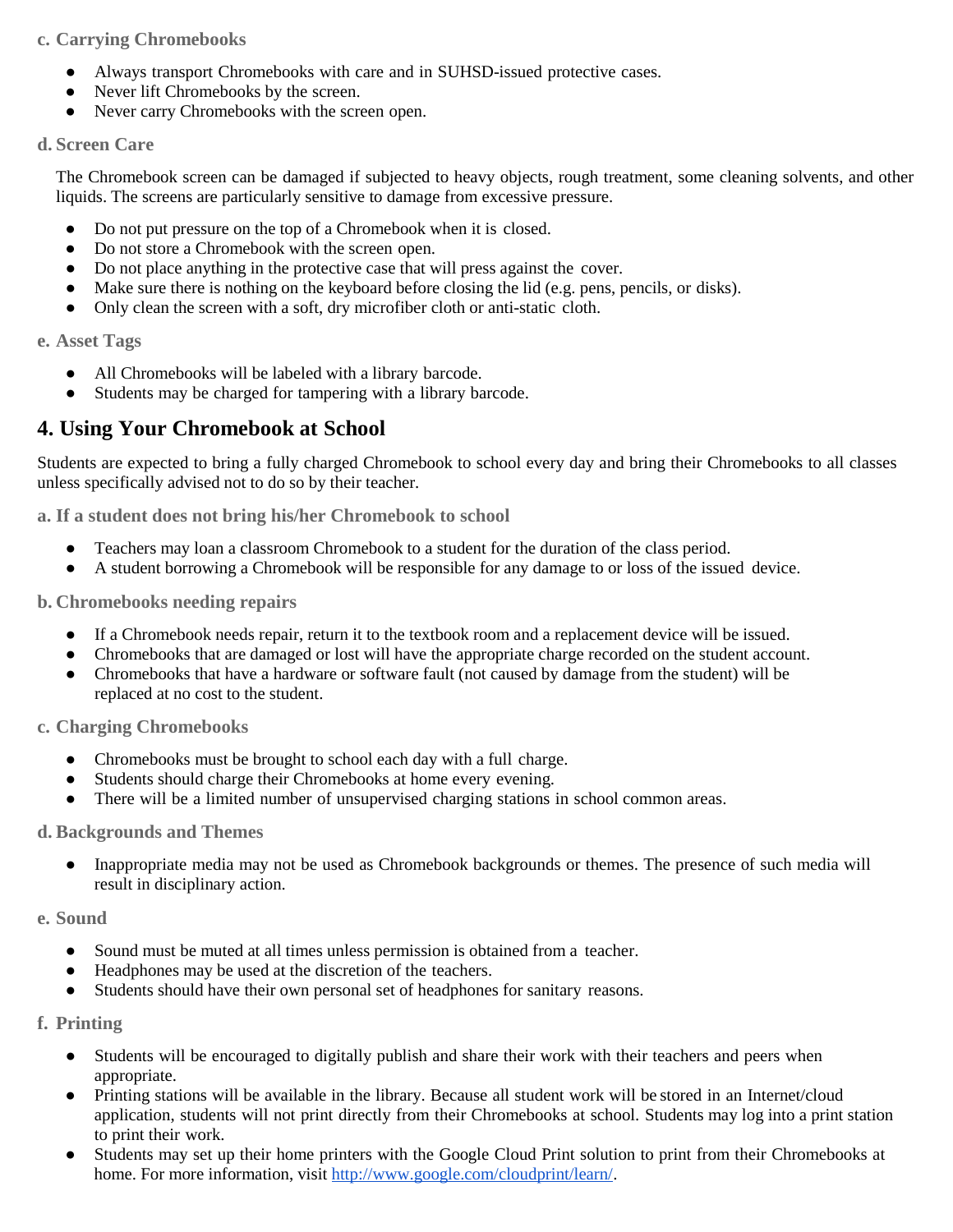### c. Carrying Chromebooks

- Always transport Chromebooks with care and in SUHSD-issued protective cases.
- Never lift Chromebooks by the screen.
- Never carry Chromebooks with the screen open.

### d. Screen Care

The Chromebook screen can be damaged if subjected to heavy objects, rough treatment, some cleaning solvents, and other liquids. The screens are particularly sensitive to damage from excessive pressure.

- Do not put pressure on the top of a Chromebook when it is closed.
- Do not store a Chromebook with the screen open.
- Do not place anything in the protective case that will press against the cover.
- Make sure there is nothing on the keyboard before closing the lid (e.g. pens, pencils, or disks).
- Only clean the screen with a soft, dry microfiber cloth or anti-static cloth.

### e. Asset Tags

- All Chromebooks will be labeled with a library barcode.
- Students may be charged for tampering with a library barcode.

## 4. Using Your Chromebook at School

Students are expected to bring a fully charged Chromebook to school every day and bring their Chromebooks to all classes unless specifically advised not to do so by their teacher.

### a. If a student does not bring his/her Chromebook to school

- Teachers may loan a classroom Chromebook to a student for the duration of the class period.
- A student borrowing a Chromebook will be responsible for any damage to or loss of the issued device.

### b. Chromebooks needing repairs

- If a Chromebook needs repair, return it to the textbook room and a replacement device will be issued.
- Chromebooks that are damaged or lost will have the appropriate charge recorded on the student account.
- Chromebooks that have a hardware or software fault (not caused by damage from the student) will be replaced at no cost to the student.

### c. Charging Chromebooks

- Chromebooks must be brought to school each day with a full charge.
- Students should charge their Chromebooks at home every evening.
- There will be a limited number of unsupervised charging stations in school common areas.

### d. Backgrounds and Themes

- Inappropriate media may not be used as Chromebook backgrounds or themes. The presence of such media will result in disciplinary action.

### e. Sound

- Sound must be muted at all times unless permission is obtained from a teacher.
- Headphones may be used at the discretion of the teachers.
- Students should have their own personal set of headphones for sanitary reasons.

### f. Printing

- Students will be encouraged to digitally publish and share their work with their teachers and peers when appropriate.
- Printing stations will be available in the library. Because all student work will be stored in an Internet/cloud application, students will not print directly from their Chromebooks at school. Students may log into a print station to print their work.
- Students may set up their home printers with the Google Cloud Print solution to print from their Chromebooks at home. For more information, visit [http://www.google.com/cloudprint/learn/](http://www.google.com/cloudprint/learn/).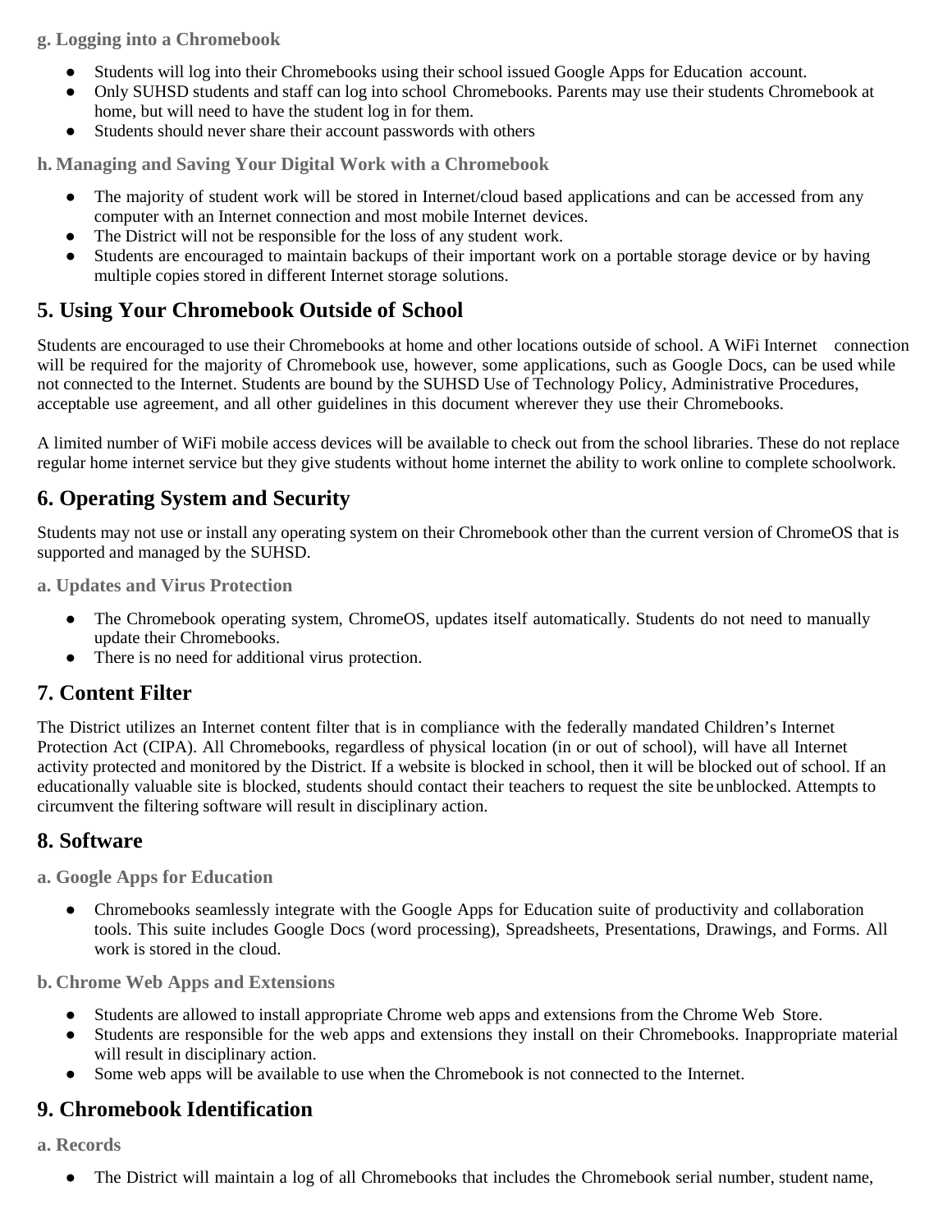### g. Logging into a Chromebook

- Students will log into their Chromebooks using their school issued Google Apps for Education account.
- Only SUHSD students and staff can log into school Chromebooks. Parents may use their students Chromebook at home, but will need to have the student log in for them.
- Students should never share their account passwords with others

### h. Managing and Saving Your Digital Work with a Chromebook

- The majority of student work will be stored in Internet/cloud based applications and can be accessed from any computer with an Internet connection and most mobile Internet devices.
- The District will not be responsible for the loss of any student work.
- Students are encouraged to maintain backups of their important work on a portable storage device or by having multiple copies stored in different Internet storage solutions.

## 5. Using Your Chromebook Outside of School

Students are encouraged to use their Chromebooks at home and other locations outside of school. A WiFi Internet connection will be required for the majority of Chromebook use, however, some applications, such as Google Docs, can be used while not connected to the Internet. Students are bound by the SUHSD Use of Technology Policy, Administrative Procedures, acceptable use agreement, and all other guidelines in this document wherever they use their Chromebooks.

A limited number of WiFi mobile access devices will be available to check out from the school libraries. These do not replace regular home internet service but they give students without home internet the ability to work online to complete schoolwork.

## 6. Operating System and Security

Students may not use or install any operating system on their Chromebook other than the current version of ChromeOS that is supported and managed by the SUHSD.

### a. Updates and Virus Protection

- The Chromebook operating system, ChromeOS, updates itself automatically. Students do not need to manually update their Chromebooks.
- There is no need for additional virus protection.

## 7. Content Filter

The District utilizes an Internet content filter that is in compliance with the federally mandated Children's Internet Protection Act (CIPA). All Chromebooks, regardless of physical location (in or out of school), will have all Internet activity protected and monitored by the District. If a website is blocked in school, then it will be blocked out of school. If an educationally valuable site is blocked, students should contact their teachers to request the site be unblocked. Attempts to circumvent the filtering software will result in disciplinary action.

## 8. Software

### a. Google Apps for Education

- Chromebooks seamlessly integrate with the Google Apps for Education suite of productivity and collaboration tools. This suite includes Google Docs (word processing), Spreadsheets, Presentations, Drawings, and Forms. All work is stored in the cloud.

### b. Chrome Web Apps and Extensions

- Students are allowed to install appropriate Chrome web apps and extensions from the Chrome Web Store.
- Students are responsible for the web apps and extensions they install on their Chromebooks. Inappropriate material will result in disciplinary action.
- Some web apps will be available to use when the Chromebook is not connected to the Internet.

## 9. Chromebook Identification

### a. Records

- The District will maintain a log of all Chromebooks that includes the Chromebook serial number, student name,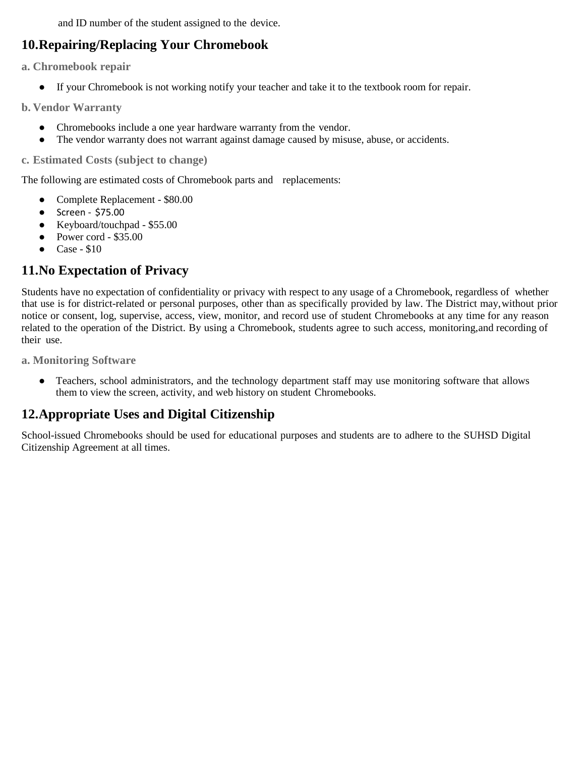and ID number of the student assigned to the device.

## 10.Repairing/Replacing Your Chromebook

### a. Chromebook repair

- If your Chromebook is not working notify your teacher and take it to the textbook room for repair.

### b. Vendor Warranty

- Chromebooks include a one year hardware warranty from the vendor.
- The vendor warranty does not warrant against damage caused by misuse, abuse, or accidents.

### c. Estimated Costs (subject to change)

The following are estimated costs of Chromebook parts and replacements:

- Complete Replacement - $80.00
- Screen - $75.00
- Keyboard/touchpad - $55.00
- Power cord - $35.00
- Case - $10

## 11.No Expectation of Privacy

Students have no expectation of confidentiality or privacy with respect to any usage of a Chromebook, regardless of whether that use is for district-related or personal purposes, other than as specifically provided by law. The District may, without prior notice or consent, log, supervise, access, view, monitor, and record use of student Chromebooks at any time for any reason related to the operation of the District. By using a Chromebook, students agree to such access, monitoring, and recording of their use.

### a. Monitoring Software

- Teachers, school administrators, and the technology department staff may use monitoring software that allows them to view the screen, activity, and web history on student Chromebooks.

## 12.Appropriate Uses and Digital Citizenship

School-issued Chromebooks should be used for educational purposes and students are to adhere to the SUHSD Digital Citizenship Agreement at all times.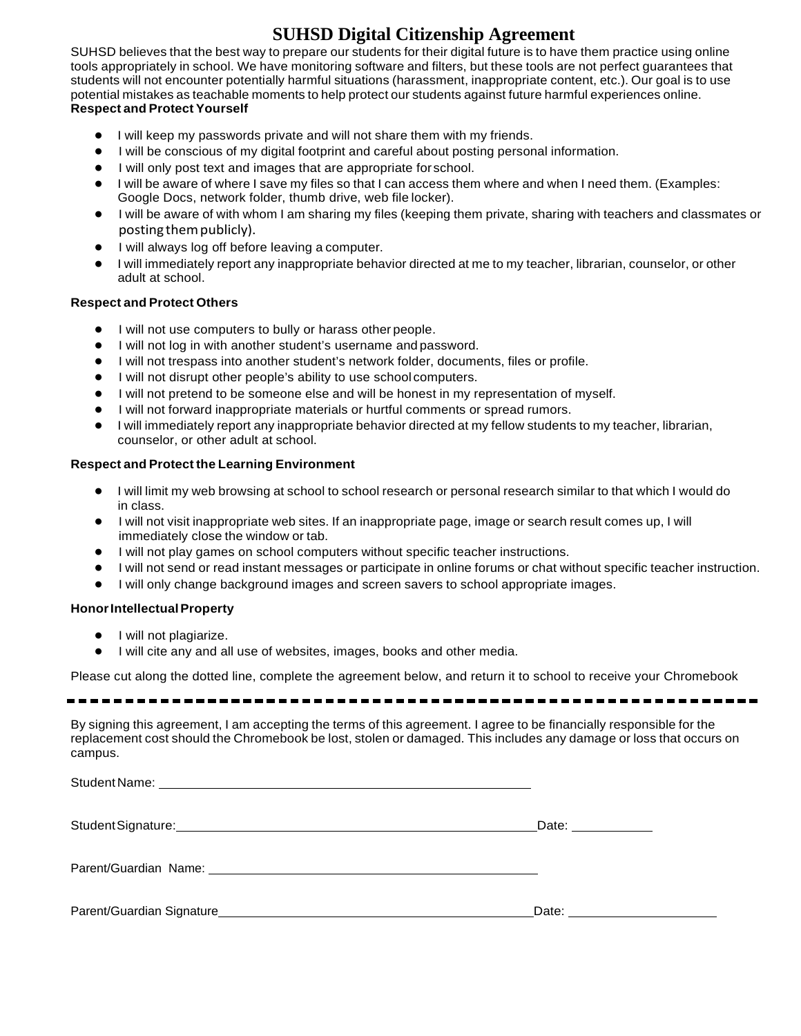# SUHSD Digital Citizenship Agreement

SUHSD believes that the best way to prepare our students for their digital future is to have them practice using online tools appropriately in school. We have monitoring software and filters, but these tools are not perfect guarantees that students will not encounter potentially harmful situations (harassment, inappropriate content, etc.). Our goal is to use potential mistakes as teachable moments to help protect our students against future harmful experiences online.

**Respect and Protect Yourself**

- I will keep my passwords private and will not share them with my friends.
- I will be conscious of my digital footprint and careful about posting personal information.
- I will only post text and images that are appropriate for school.
- I will be aware of where I save my files so that I can access them where and when I need them. (Examples: Google Docs, network folder, thumb drive, web file locker).
- I will be aware of with whom I am sharing my files (keeping them private, sharing with teachers and classmates or posting them publicly).
- I will always log off before leaving a computer.
- I will immediately report any inappropriate behavior directed at me to my teacher, librarian, counselor, or other adult at school.

**Respect and Protect Others**

- I will not use computers to bully or harass other people.
- I will not log in with another student's username and password.
- I will not trespass into another student's network folder, documents, files or profile.
- I will not disrupt other people's ability to use school computers.
- I will not pretend to be someone else and will be honest in my representation of myself.
- I will not forward inappropriate materials or hurtful comments or spread rumors.
- I will immediately report any inappropriate behavior directed at my fellow students to my teacher, librarian, counselor, or other adult at school.

**Respect and Protect the Learning Environment**

- I will limit my web browsing at school to school research or personal research similar to that which I would do in class.
- I will not visit inappropriate web sites. If an inappropriate page, image or search result comes up, I will immediately close the window or tab.
- I will not play games on school computers without specific teacher instructions.
- I will not send or read instant messages or participate in online forums or chat without specific teacher instruction.
- I will only change background images and screen savers to school appropriate images.

**Honor Intellectual Property**

- I will not plagiarize.
- I will cite any and all use of websites, images, books and other media.

Please cut along the dotted line, complete the agreement below, and return it to school to receive your Chromebook

---

By signing this agreement, I am accepting the terms of this agreement. I agree to be financially responsible for the replacement cost should the Chromebook be lost, stolen or damaged. This includes any damage or loss that occurs on campus.

Student Name: ____________________________________________

Student Signature: ____________________________________________ Date: __________

Parent/Guardian Name: ____________________________________________

Parent/Guardian Signature ____________________________________________ Date: __________________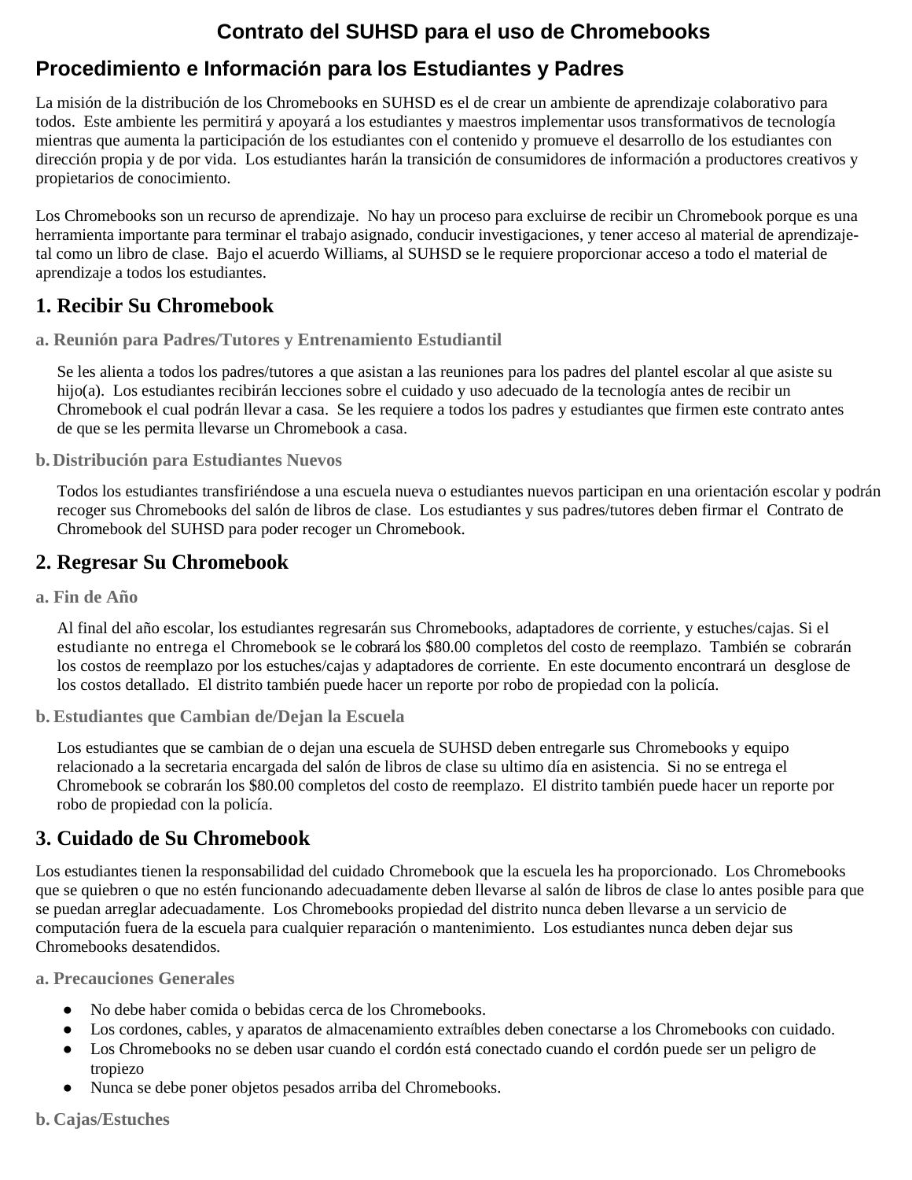# Contrato del SUHSD para el uso de Chromebooks

## Procedimiento e Información para los Estudiantes y Padres

La misión de la distribución de los Chromebooks en SUHSD es el de crear un ambiente de aprendizaje colaborativo para todos. Este ambiente les permitirá y apoyará a los estudiantes y maestros implementar usos transformativos de tecnología mientras que aumenta la participación de los estudiantes con el contenido y promueve el desarrollo de los estudiantes con dirección propia y de por vida. Los estudiantes harán la transición de consumidores de información a productores creativos y propietarios de conocimiento.

Los Chromebooks son un recurso de aprendizaje. No hay un proceso para excluirse de recibir un Chromebook porque es una herramienta importante para terminar el trabajo asignado, conducir investigaciones, y tener acceso al material de aprendizaje- tal como un libro de clase. Bajo el acuerdo Williams, al SUHSD se le requiere proporcionar acceso a todo el material de aprendizaje a todos los estudiantes.

## 1. Recibir Su Chromebook

### a. Reunión para Padres/Tutores y Entrenamiento Estudiantil

Se les alienta a todos los padres/tutores a que asistan a las reuniones para los padres del plantel escolar al que asiste su hijo(a). Los estudiantes recibirán lecciones sobre el cuidado y uso adecuado de la tecnología antes de recibir un Chromebook el cual podrán llevar a casa. Se les requiere a todos los padres y estudiantes que firmen este contrato antes de que se les permita llevarse un Chromebook a casa.

### b. Distribución para Estudiantes Nuevos

Todos los estudiantes transfiriéndose a una escuela nueva o estudiantes nuevos participan en una orientación escolar y podrán recoger sus Chromebooks del salón de libros de clase. Los estudiantes y sus padres/tutores deben firmar el Contrato de Chromebook del SUHSD para poder recoger un Chromebook.

## 2. Regresar Su Chromebook

### a. Fin de Año

Al final del año escolar, los estudiantes regresarán sus Chromebooks, adaptadores de corriente, y estuches/cajas. Si el estudiante no entrega el Chromebook se le cobrará los $80.00 completos del costo de reemplazo. También se cobrarán los costos de reemplazo por los estuches/cajas y adaptadores de corriente. En este documento encontrará un desglose de los costos detallado. El distrito también puede hacer un reporte por robo de propiedad con la policía.

### b. Estudiantes que Cambian de/Dejan la Escuela

Los estudiantes que se cambian de o dejan una escuela de SUHSD deben entregarle sus Chromebooks y equipo relacionado a la secretaria encargada del salón de libros de clase su ultimo día en asistencia. Si no se entrega el Chromebook se cobrarán los $80.00 completos del costo de reemplazo. El distrito también puede hacer un reporte por robo de propiedad con la policía.

## 3. Cuidado de Su Chromebook

Los estudiantes tienen la responsabilidad del cuidado Chromebook que la escuela les ha proporcionado. Los Chromebooks que se quiebren o que no estén funcionando adecuadamente deben llevarse al salón de libros de clase lo antes posible para que se puedan arreglar adecuadamente. Los Chromebooks propiedad del distrito nunca deben llevarse a un servicio de computación fuera de la escuela para cualquier reparación o mantenimiento. Los estudiantes nunca deben dejar sus Chromebooks desatendidos.

### a. Precauciones Generales

- No debe haber comida o bebidas cerca de los Chromebooks.
- Los cordones, cables, y aparatos de almacenamiento extraíbles deben conectarse a los Chromebooks con cuidado.
- Los Chromebooks no se deben usar cuando el cordón está conectado cuando el cordón puede ser un peligro de tropiezo
- Nunca se debe poner objetos pesados arriba del Chromebooks.

### b. Cajas/Estuches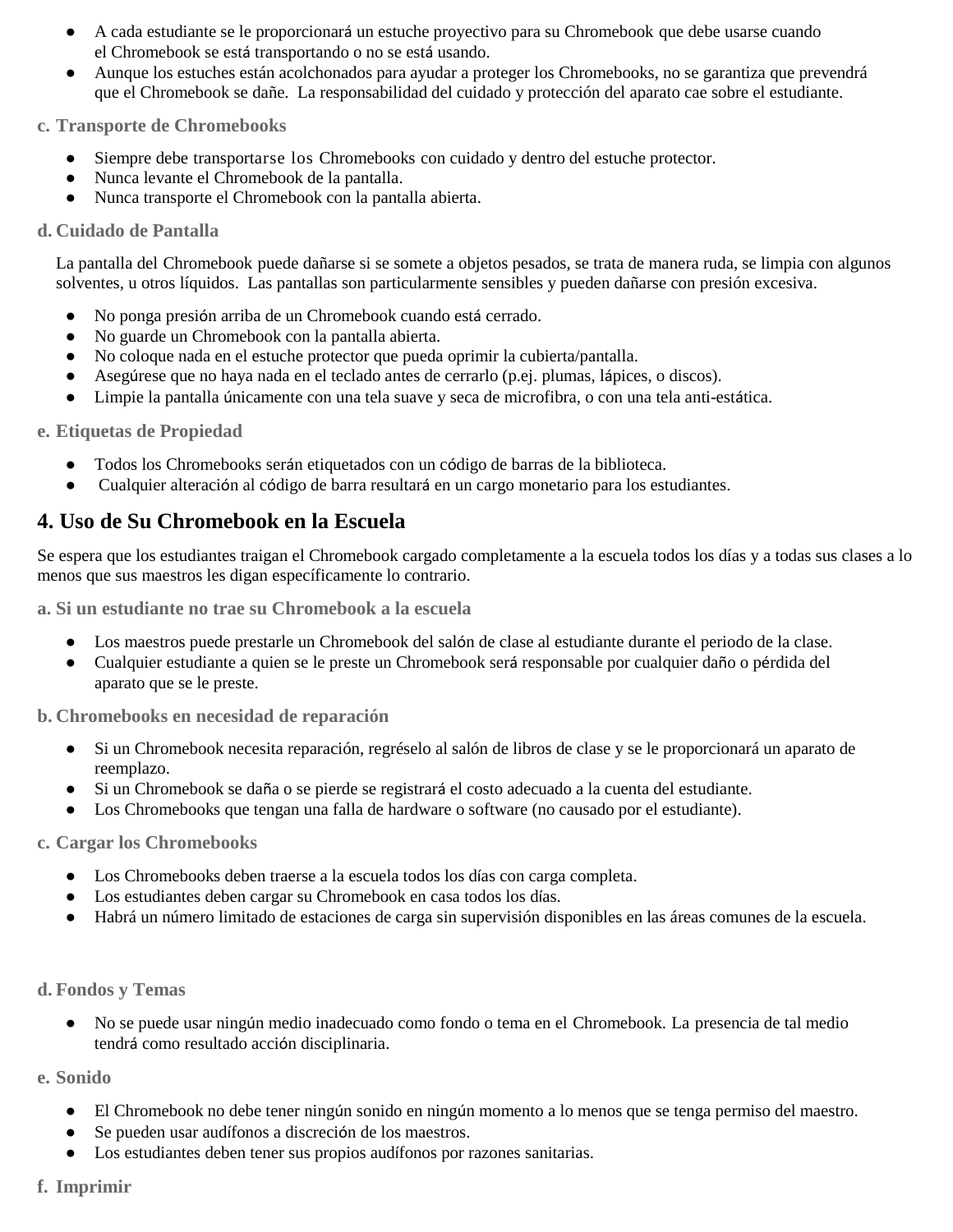- A cada estudiante se le proporcionará un estuche proyectivo para su Chromebook que debe usarse cuando el Chromebook se está transportando o no se está usando.
- Aunque los estuches están acolchonados para ayudar a proteger los Chromebooks, no se garantiza que prevendrá que el Chromebook se dañe. La responsabilidad del cuidado y protección del aparato cae sobre el estudiante.

### c. Transporte de Chromebooks

- Siempre debe transportarse los Chromebooks con cuidado y dentro del estuche protector.
- Nunca levante el Chromebook de la pantalla.
- Nunca transporte el Chromebook con la pantalla abierta.

### d. Cuidado de Pantalla

La pantalla del Chromebook puede dañarse si se somete a objetos pesados, se trata de manera ruda, se limpia con algunos solventes, u otros líquidos. Las pantallas son particularmente sensibles y pueden dañarse con presión excesiva.

- No ponga presión arriba de un Chromebook cuando está cerrado.
- No guarde un Chromebook con la pantalla abierta.
- No coloque nada en el estuche protector que pueda oprimir la cubierta/pantalla.
- Asegúrese que no haya nada en el teclado antes de cerrarlo (p.ej. plumas, lápices, o discos).
- Limpie la pantalla únicamente con una tela suave y seca de microfibra, o con una tela anti-estática.

### e. Etiquetas de Propiedad

- Todos los Chromebooks serán etiquetados con un código de barras de la biblioteca.
- Cualquier alteración al código de barra resultará en un cargo monetario para los estudiantes.

## 4. Uso de Su Chromebook en la Escuela

Se espera que los estudiantes traigan el Chromebook cargado completamente a la escuela todos los días y a todas sus clases a lo menos que sus maestros les digan específicamente lo contrario.

### a. Si un estudiante no trae su Chromebook a la escuela

- Los maestros puede prestarle un Chromebook del salón de clase al estudiante durante el periodo de la clase.
- Cualquier estudiante a quien se le preste un Chromebook será responsable por cualquier daño o pérdida del aparato que se le preste.

### b. Chromebooks en necesidad de reparación

- Si un Chromebook necesita reparación, regréselo al salón de libros de clase y se le proporcionará un aparato de reemplazo.
- Si un Chromebook se daña o se pierde se registrará el costo adecuado a la cuenta del estudiante.
- Los Chromebooks que tengan una falla de hardware o software (no causado por el estudiante).

### c. Cargar los Chromebooks

- Los Chromebooks deben traerse a la escuela todos los días con carga completa.
- Los estudiantes deben cargar su Chromebook en casa todos los días.
- Habrá un número limitado de estaciones de carga sin supervisión disponibles en las áreas comunes de la escuela.

### d. Fondos y Temas

- No se puede usar ningún medio inadecuado como fondo o tema en el Chromebook. La presencia de tal medio tendrá como resultado acción disciplinaria.

### e. Sonido

- El Chromebook no debe tener ningún sonido en ningún momento a lo menos que se tenga permiso del maestro.
- Se pueden usar audífonos a discreción de los maestros.
- Los estudiantes deben tener sus propios audífonos por razones sanitarias.

### f. Imprimir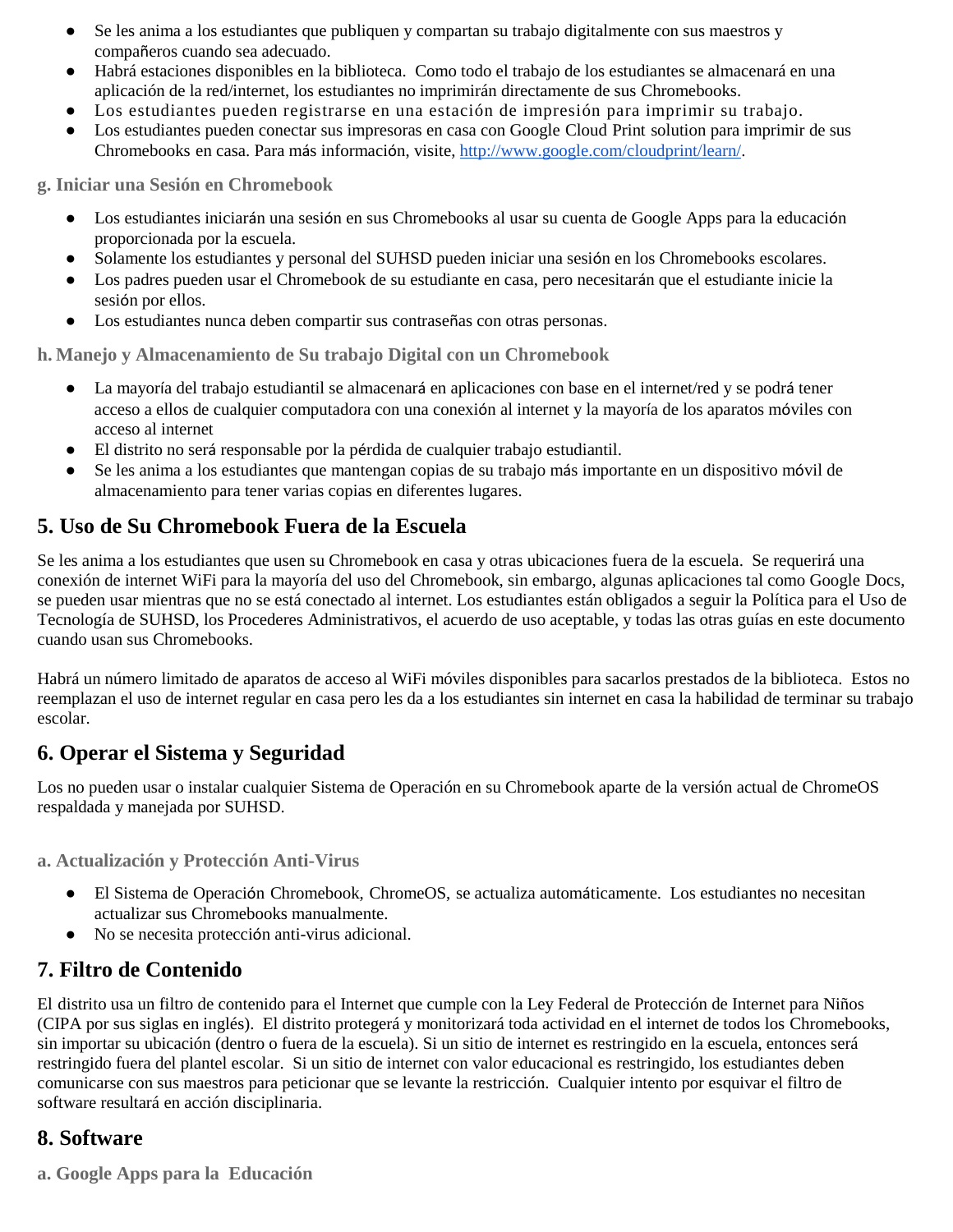- Se les anima a los estudiantes que publiquen y compartan su trabajo digitalmente con sus maestros y compañeros cuando sea adecuado.
- Habrá estaciones disponibles en la biblioteca. Como todo el trabajo de los estudiantes se almacenará en una aplicación de la red/internet, los estudiantes no imprimirán directamente de sus Chromebooks.
- Los estudiantes pueden registrarse en una estación de impresión para imprimir su trabajo.
- Los estudiantes pueden conectar sus impresoras en casa con Google Cloud Print solution para imprimir de sus Chromebooks en casa. Para más información, visite, [http://www.google.com/cloudprint/learn/](http://www.google.com/cloudprint/learn/).

### g. Iniciar una Sesión en Chromebook

- Los estudiantes iniciarán una sesión en sus Chromebooks al usar su cuenta de Google Apps para la educación proporcionada por la escuela.
- Solamente los estudiantes y personal del SUHSD pueden iniciar una sesión en los Chromebooks escolares.
- Los padres pueden usar el Chromebook de su estudiante en casa, pero necesitarán que el estudiante inicie la sesión por ellos.
- Los estudiantes nunca deben compartir sus contraseñas con otras personas.

### h. Manejo y Almacenamiento de Su trabajo Digital con un Chromebook

- La mayoría del trabajo estudiantil se almacenará en aplicaciones con base en el internet/red y se podrá tener acceso a ellos de cualquier computadora con una conexión al internet y la mayoría de los aparatos móviles con acceso al internet
- El distrito no será responsable por la pérdida de cualquier trabajo estudiantil.
- Se les anima a los estudiantes que mantengan copias de su trabajo más importante en un dispositivo móvil de almacenamiento para tener varias copias en diferentes lugares.

## 5. Uso de Su Chromebook Fuera de la Escuela

Se les anima a los estudiantes que usen su Chromebook en casa y otras ubicaciones fuera de la escuela. Se requerirá una conexión de internet WiFi para la mayoría del uso del Chromebook, sin embargo, algunas aplicaciones tal como Google Docs, se pueden usar mientras que no se está conectado al internet. Los estudiantes están obligados a seguir la Política para el Uso de Tecnología de SUHSD, los Procederes Administrativos, el acuerdo de uso aceptable, y todas las otras guías en este documento cuando usan sus Chromebooks.

Habrá un número limitado de aparatos de acceso al WiFi móviles disponibles para sacarlos prestados de la biblioteca. Estos no reemplazan el uso de internet regular en casa pero les da a los estudiantes sin internet en casa la habilidad de terminar su trabajo escolar.

## 6. Operar el Sistema y Seguridad

Los no pueden usar o instalar cualquier Sistema de Operación en su Chromebook aparte de la versión actual de ChromeOS respaldada y manejada por SUHSD.

### a. Actualización y Protección Anti-Virus

- El Sistema de Operación Chromebook, ChromeOS, se actualiza automáticamente. Los estudiantes no necesitan actualizar sus Chromebooks manualmente.
- No se necesita protección anti-virus adicional.

## 7. Filtro de Contenido

El distrito usa un filtro de contenido para el Internet que cumple con la Ley Federal de Protección de Internet para Niños (CIPA por sus siglas en inglés). El distrito protegerá y monitorizará toda actividad en el internet de todos los Chromebooks, sin importar su ubicación (dentro o fuera de la escuela). Si un sitio de internet es restringido en la escuela, entonces será restringido fuera del plantel escolar. Si un sitio de internet con valor educacional es restringido, los estudiantes deben comunicarse con sus maestros para peticionar que se levante la restricción. Cualquier intento por esquivar el filtro de software resultará en acción disciplinaria.

## 8. Software

### a. Google Apps para la Educación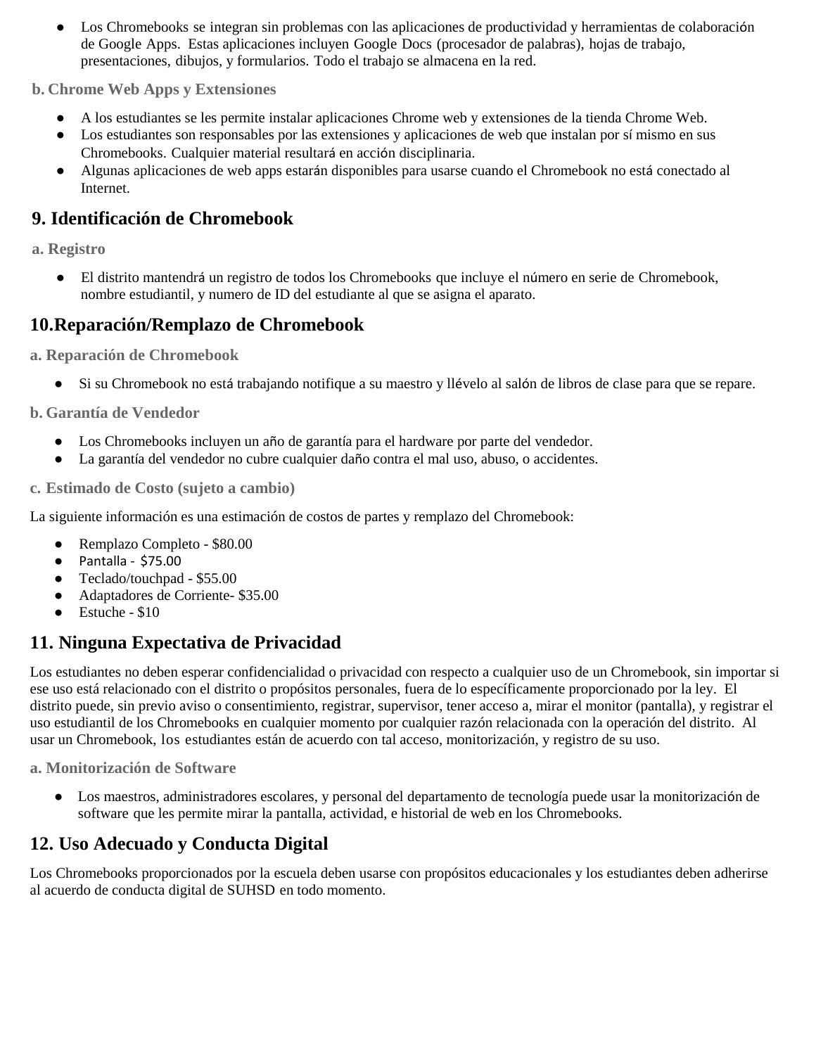- Los Chromebooks se integran sin problemas con las aplicaciones de productividad y herramientas de colaboración de Google Apps. Estas aplicaciones incluyen Google Docs (procesador de palabras), hojas de trabajo, presentaciones, dibujos, y formularios. Todo el trabajo se almacena en la red.

### b. Chrome Web Apps y Extensiones

- A los estudiantes se les permite instalar aplicaciones Chrome web y extensiones de la tienda Chrome Web.
- Los estudiantes son responsables por las extensiones y aplicaciones de web que instalan por sí mismo en sus Chromebooks. Cualquier material resultará en acción disciplinaria.
- Algunas aplicaciones de web apps estarán disponibles para usarse cuando el Chromebook no está conectado al Internet.

## 9. Identificación de Chromebook

### a. Registro

- El distrito mantendrá un registro de todos los Chromebooks que incluye el número en serie de Chromebook, nombre estudiantil, y numero de ID del estudiante al que se asigna el aparato.

## 10.Reparación/Remplazo de Chromebook

### a. Reparación de Chromebook

- Si su Chromebook no está trabajando notifique a su maestro y llévelo al salón de libros de clase para que se repare.

### b. Garantía de Vendedor

- Los Chromebooks incluyen un año de garantía para el hardware por parte del vendedor.
- La garantía del vendedor no cubre cualquier daño contra el mal uso, abuso, o accidentes.

### c. Estimado de Costo (sujeto a cambio)

La siguiente información es una estimación de costos de partes y remplazo del Chromebook:

- Remplazo Completo - $80.00
- Pantalla - $75.00
- Teclado/touchpad - $55.00
- Adaptadores de Corriente- $35.00
- Estuche - $10

## 11. Ninguna Expectativa de Privacidad

Los estudiantes no deben esperar confidencialidad o privacidad con respecto a cualquier uso de un Chromebook, sin importar si ese uso está relacionado con el distrito o propósitos personales, fuera de lo específicamente proporcionado por la ley. El distrito puede, sin previo aviso o consentimiento, registrar, supervisor, tener acceso a, mirar el monitor (pantalla), y registrar el uso estudiantil de los Chromebooks en cualquier momento por cualquier razón relacionada con la operación del distrito. Al usar un Chromebook, los estudiantes están de acuerdo con tal acceso, monitorización, y registro de su uso.

### a. Monitorización de Software

- Los maestros, administradores escolares, y personal del departamento de tecnología puede usar la monitorización de software que les permite mirar la pantalla, actividad, e historial de web en los Chromebooks.

## 12. Uso Adecuado y Conducta Digital

Los Chromebooks proporcionados por la escuela deben usarse con propósitos educacionales y los estudiantes deben adherirse al acuerdo de conducta digital de SUHSD en todo momento.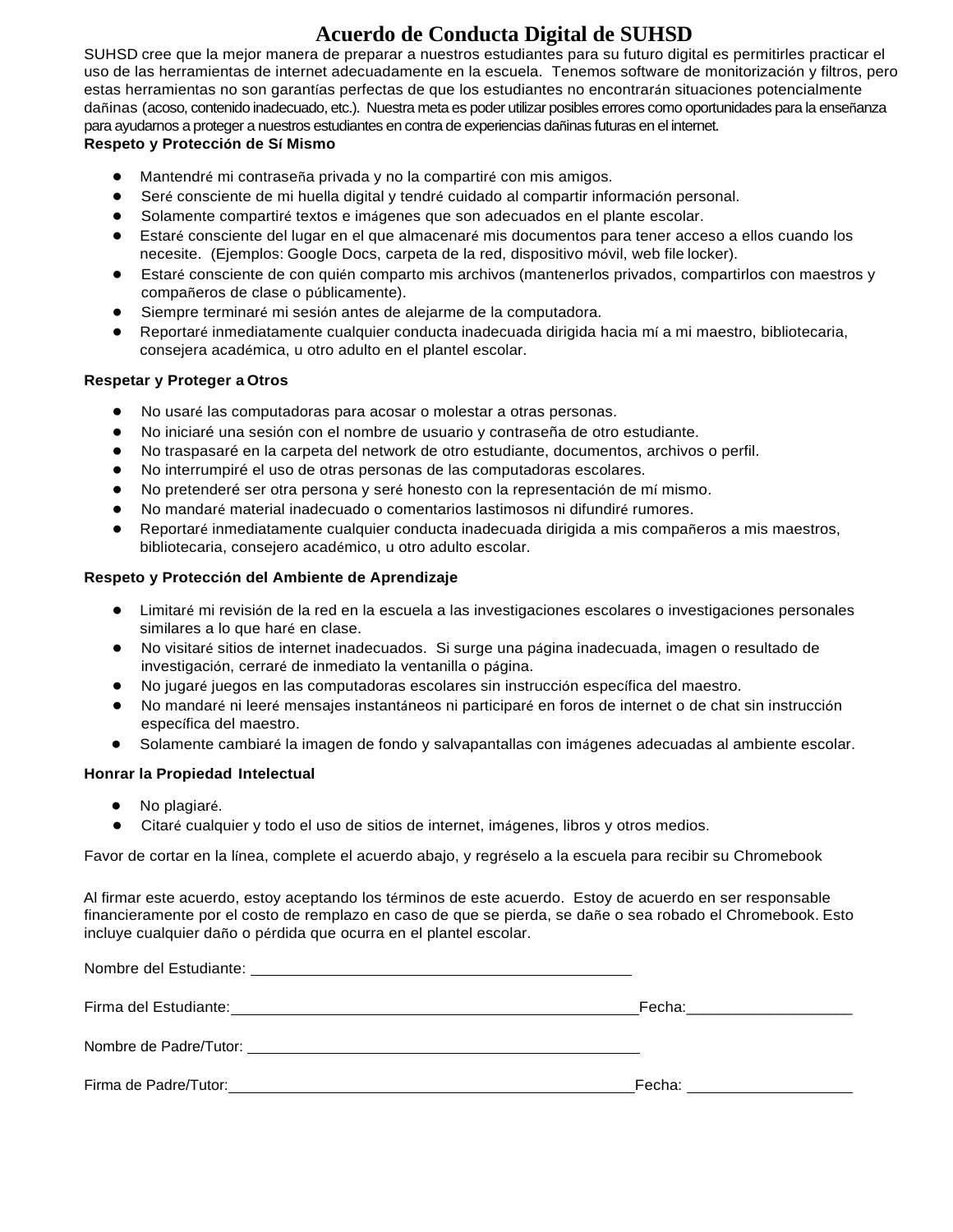# Acuerdo de Conducta Digital de SUHSD

SUHSD cree que la mejor manera de preparar a nuestros estudiantes para su futuro digital es permitirles practicar el uso de las herramientas de internet adecuadamente en la escuela. Tenemos software de monitorización y filtros, pero estas herramientas no son garantías perfectas de que los estudiantes no encontrarán situaciones potencialmente dañinas (acoso, contenido inadecuado, etc.). Nuestra meta es poder utilizar posibles errores como oportunidades para la enseñanza para ayudarnos a proteger a nuestros estudiantes en contra de experiencias dañinas futuras en el internet.

**Respeto y Protección de Sí Mismo**

- Mantendré mi contraseña privada y no la compartiré con mis amigos.
- Seré consciente de mi huella digital y tendré cuidado al compartir información personal.
- Solamente compartiré textos e imágenes que son adecuados en el plante escolar.
- Estaré consciente del lugar en el que almacenaré mis documentos para tener acceso a ellos cuando los necesite. (Ejemplos: Google Docs, carpeta de la red, dispositivo móvil, web file locker).
- Estaré consciente de con quién comparto mis archivos (mantenerlos privados, compartirlos con maestros y compañeros de clase o públicamente).
- Siempre terminaré mi sesión antes de alejarme de la computadora.
- Reportaré inmediatamente cualquier conducta inadecuada dirigida hacia mí a mi maestro, bibliotecaria, consejera académica, u otro adulto en el plantel escolar.

**Respetar y Proteger a Otros**

- No usaré las computadoras para acosar o molestar a otras personas.
- No iniciaré una sesión con el nombre de usuario y contraseña de otro estudiante.
- No traspasaré en la carpeta del network de otro estudiante, documentos, archivos o perfil.
- No interrumpiré el uso de otras personas de las computadoras escolares.
- No pretenderé ser otra persona y seré honesto con la representación de mí mismo.
- No mandaré material inadecuado o comentarios lastimosos ni difundiré rumores.
- Reportaré inmediatamente cualquier conducta inadecuada dirigida a mis compañeros a mis maestros, bibliotecaria, consejero académico, u otro adulto escolar.

**Respeto y Protección del Ambiente de Aprendizaje**

- Limitaré mi revisión de la red en la escuela a las investigaciones escolares o investigaciones personales similares a lo que haré en clase.
- No visitaré sitios de internet inadecuados. Si surge una página inadecuada, imagen o resultado de investigación, cerraré de inmediato la ventanilla o página.
- No jugaré juegos en las computadoras escolares sin instrucción específica del maestro.
- No mandaré ni leeré mensajes instantáneos ni participaré en foros de internet o de chat sin instrucción específica del maestro.
- Solamente cambiaré la imagen de fondo y salvapantallas con imágenes adecuadas al ambiente escolar.

**Honrar la Propiedad Intelectual**

- No plagiaré.
- Citaré cualquier y todo el uso de sitios de internet, imágenes, libros y otros medios.

Favor de cortar en la línea, complete el acuerdo abajo, y regréselo a la escuela para recibir su Chromebook

Al firmar este acuerdo, estoy aceptando los términos de este acuerdo. Estoy de acuerdo en ser responsable financieramente por el costo de remplazo en caso de que se pierda, se dañe o sea robado el Chromebook. Esto incluye cualquier daño o pérdida que ocurra en el plantel escolar.

Nombre del Estudiante: ____________________________________________

Firma del Estudiante: ______________________________________________ Fecha: ___________________

Nombre de Padre/Tutor: ____________________________________________

Firma de Padre/Tutor: ______________________________________________ Fecha: ___________________